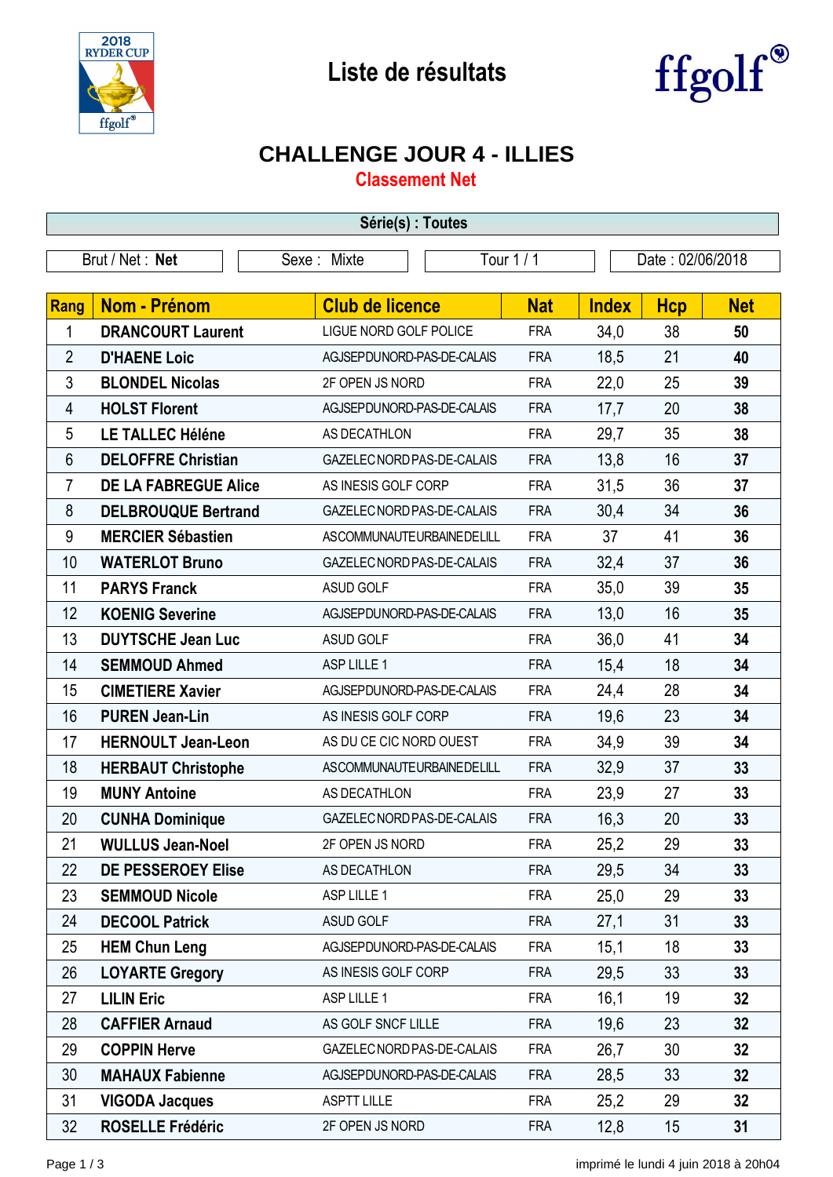# Liste de résultats

## CHALLENGE JOUR 4 - ILLIES

### Classement Net

**Série(s) : Toutes**

| Brut / Net : **Net** | Sexe : Mixte | Tour 1 / 1 | Date : 02/06/2018 |
|---|---|---|---|

| Rang | Nom - Prénom | Club de licence | Nat | Index | Hcp | Net |
|---|---|---|---|---|---|---|
| 1 | **DRANCOURT Laurent** | LIGUE NORD GOLF POLICE | FRA | 34,0 | 38 | **50** |
| 2 | **D'HAENE Loic** | AGJSEPDUNORD-PAS-DE-CALAIS | FRA | 18,5 | 21 | **40** |
| 3 | **BLONDEL Nicolas** | 2F OPEN JS NORD | FRA | 22,0 | 25 | **39** |
| 4 | **HOLST Florent** | AGJSEPDUNORD-PAS-DE-CALAIS | FRA | 17,7 | 20 | **38** |
| 5 | **LE TALLEC Héléne** | AS DECATHLON | FRA | 29,7 | 35 | **38** |
| 6 | **DELOFFRE Christian** | GAZELEC NORD PAS-DE-CALAIS | FRA | 13,8 | 16 | **37** |
| 7 | **DE LA FABREGUE Alice** | AS INESIS GOLF CORP | FRA | 31,5 | 36 | **37** |
| 8 | **DELBROUQUE Bertrand** | GAZELEC NORD PAS-DE-CALAIS | FRA | 30,4 | 34 | **36** |
| 9 | **MERCIER Sébastien** | ASCOMMUNAUTEURBAINEDELILL | FRA | 37 | 41 | **36** |
| 10 | **WATERLOT Bruno** | GAZELEC NORD PAS-DE-CALAIS | FRA | 32,4 | 37 | **36** |
| 11 | **PARYS Franck** | ASUD GOLF | FRA | 35,0 | 39 | **35** |
| 12 | **KOENIG Severine** | AGJSEPDUNORD-PAS-DE-CALAIS | FRA | 13,0 | 16 | **35** |
| 13 | **DUYTSCHE Jean Luc** | ASUD GOLF | FRA | 36,0 | 41 | **34** |
| 14 | **SEMMOUD Ahmed** | ASP LILLE 1 | FRA | 15,4 | 18 | **34** |
| 15 | **CIMETIERE Xavier** | AGJSEPDUNORD-PAS-DE-CALAIS | FRA | 24,4 | 28 | **34** |
| 16 | **PUREN Jean-Lin** | AS INESIS GOLF CORP | FRA | 19,6 | 23 | **34** |
| 17 | **HERNOULT Jean-Leon** | AS DU CE CIC NORD OUEST | FRA | 34,9 | 39 | **34** |
| 18 | **HERBAUT Christophe** | ASCOMMUNAUTEURBAINEDELILL | FRA | 32,9 | 37 | **33** |
| 19 | **MUNY Antoine** | AS DECATHLON | FRA | 23,9 | 27 | **33** |
| 20 | **CUNHA Dominique** | GAZELEC NORD PAS-DE-CALAIS | FRA | 16,3 | 20 | **33** |
| 21 | **WULLUS Jean-Noel** | 2F OPEN JS NORD | FRA | 25,2 | 29 | **33** |
| 22 | **DE PESSEROEY Elise** | AS DECATHLON | FRA | 29,5 | 34 | **33** |
| 23 | **SEMMOUD Nicole** | ASP LILLE 1 | FRA | 25,0 | 29 | **33** |
| 24 | **DECOOL Patrick** | ASUD GOLF | FRA | 27,1 | 31 | **33** |
| 25 | **HEM Chun Leng** | AGJSEPDUNORD-PAS-DE-CALAIS | FRA | 15,1 | 18 | **33** |
| 26 | **LOYARTE Gregory** | AS INESIS GOLF CORP | FRA | 29,5 | 33 | **33** |
| 27 | **LILIN Eric** | ASP LILLE 1 | FRA | 16,1 | 19 | **32** |
| 28 | **CAFFIER Arnaud** | AS GOLF SNCF LILLE | FRA | 19,6 | 23 | **32** |
| 29 | **COPPIN Herve** | GAZELEC NORD PAS-DE-CALAIS | FRA | 26,7 | 30 | **32** |
| 30 | **MAHAUX Fabienne** | AGJSEPDUNORD-PAS-DE-CALAIS | FRA | 28,5 | 33 | **32** |
| 31 | **VIGODA Jacques** | ASPTT LILLE | FRA | 25,2 | 29 | **32** |
| 32 | **ROSELLE Frédéric** | 2F OPEN JS NORD | FRA | 12,8 | 15 | **31** |

imprimé le lundi 4 juin 2018 à 20h04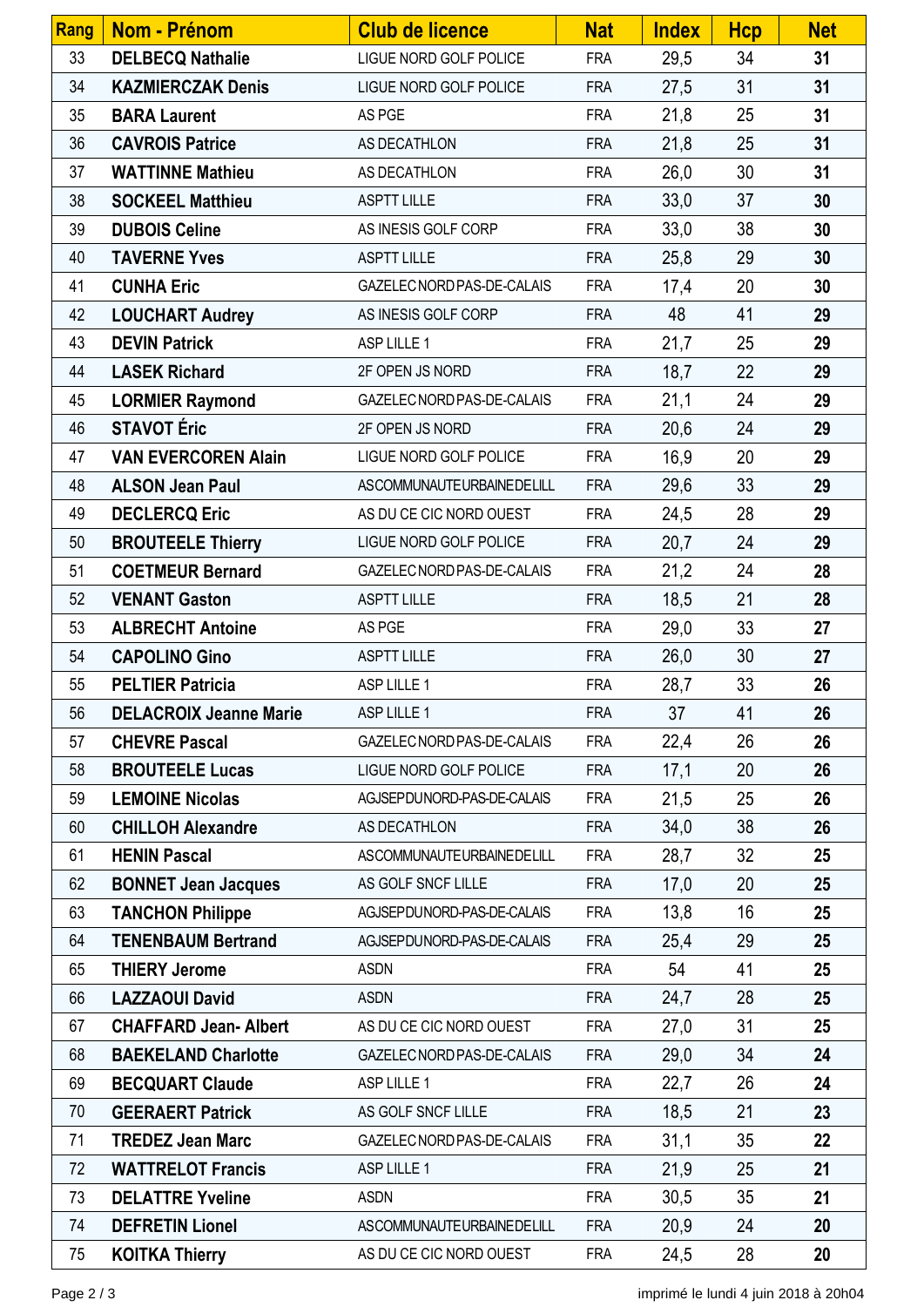| Rang | Nom - Prénom | Club de licence | Nat | Index | Hcp | Net |
|---|---|---|---|---|---|---|
| 33 | **DELBECQ Nathalie** | LIGUE NORD GOLF POLICE | FRA | 29,5 | 34 | **31** |
| 34 | **KAZMIERCZAK Denis** | LIGUE NORD GOLF POLICE | FRA | 27,5 | 31 | **31** |
| 35 | **BARA Laurent** | AS PGE | FRA | 21,8 | 25 | **31** |
| 36 | **CAVROIS Patrice** | AS DECATHLON | FRA | 21,8 | 25 | **31** |
| 37 | **WATTINNE Mathieu** | AS DECATHLON | FRA | 26,0 | 30 | **31** |
| 38 | **SOCKEEL Matthieu** | ASPTT LILLE | FRA | 33,0 | 37 | **30** |
| 39 | **DUBOIS Celine** | AS INESIS GOLF CORP | FRA | 33,0 | 38 | **30** |
| 40 | **TAVERNE Yves** | ASPTT LILLE | FRA | 25,8 | 29 | **30** |
| 41 | **CUNHA Eric** | GAZELEC NORD PAS-DE-CALAIS | FRA | 17,4 | 20 | **30** |
| 42 | **LOUCHART Audrey** | AS INESIS GOLF CORP | FRA | 48 | 41 | **29** |
| 43 | **DEVIN Patrick** | ASP LILLE 1 | FRA | 21,7 | 25 | **29** |
| 44 | **LASEK Richard** | 2F OPEN JS NORD | FRA | 18,7 | 22 | **29** |
| 45 | **LORMIER Raymond** | GAZELEC NORD PAS-DE-CALAIS | FRA | 21,1 | 24 | **29** |
| 46 | **STAVOT Éric** | 2F OPEN JS NORD | FRA | 20,6 | 24 | **29** |
| 47 | **VAN EVERCOREN Alain** | LIGUE NORD GOLF POLICE | FRA | 16,9 | 20 | **29** |
| 48 | **ALSON Jean Paul** | ASCOMMUNAUTEURBAINEDELILL | FRA | 29,6 | 33 | **29** |
| 49 | **DECLERCQ Eric** | AS DU CE CIC NORD OUEST | FRA | 24,5 | 28 | **29** |
| 50 | **BROUTEELE Thierry** | LIGUE NORD GOLF POLICE | FRA | 20,7 | 24 | **29** |
| 51 | **COETMEUR Bernard** | GAZELEC NORD PAS-DE-CALAIS | FRA | 21,2 | 24 | **28** |
| 52 | **VENANT Gaston** | ASPTT LILLE | FRA | 18,5 | 21 | **28** |
| 53 | **ALBRECHT Antoine** | AS PGE | FRA | 29,0 | 33 | **27** |
| 54 | **CAPOLINO Gino** | ASPTT LILLE | FRA | 26,0 | 30 | **27** |
| 55 | **PELTIER Patricia** | ASP LILLE 1 | FRA | 28,7 | 33 | **26** |
| 56 | **DELACROIX Jeanne Marie** | ASP LILLE 1 | FRA | 37 | 41 | **26** |
| 57 | **CHEVRE Pascal** | GAZELEC NORD PAS-DE-CALAIS | FRA | 22,4 | 26 | **26** |
| 58 | **BROUTEELE Lucas** | LIGUE NORD GOLF POLICE | FRA | 17,1 | 20 | **26** |
| 59 | **LEMOINE Nicolas** | AGJSEPDUNORD-PAS-DE-CALAIS | FRA | 21,5 | 25 | **26** |
| 60 | **CHILLOH Alexandre** | AS DECATHLON | FRA | 34,0 | 38 | **26** |
| 61 | **HENIN Pascal** | ASCOMMUNAUTEURBAINEDELILL | FRA | 28,7 | 32 | **25** |
| 62 | **BONNET Jean Jacques** | AS GOLF SNCF LILLE | FRA | 17,0 | 20 | **25** |
| 63 | **TANCHON Philippe** | AGJSEPDUNORD-PAS-DE-CALAIS | FRA | 13,8 | 16 | **25** |
| 64 | **TENENBAUM Bertrand** | AGJSEPDUNORD-PAS-DE-CALAIS | FRA | 25,4 | 29 | **25** |
| 65 | **THIERY Jerome** | ASDN | FRA | 54 | 41 | **25** |
| 66 | **LAZZAOUI David** | ASDN | FRA | 24,7 | 28 | **25** |
| 67 | **CHAFFARD Jean- Albert** | AS DU CE CIC NORD OUEST | FRA | 27,0 | 31 | **25** |
| 68 | **BAEKELAND Charlotte** | GAZELEC NORD PAS-DE-CALAIS | FRA | 29,0 | 34 | **24** |
| 69 | **BECQUART Claude** | ASP LILLE 1 | FRA | 22,7 | 26 | **24** |
| 70 | **GEERAERT Patrick** | AS GOLF SNCF LILLE | FRA | 18,5 | 21 | **23** |
| 71 | **TREDEZ Jean Marc** | GAZELEC NORD PAS-DE-CALAIS | FRA | 31,1 | 35 | **22** |
| 72 | **WATTRELOT Francis** | ASP LILLE 1 | FRA | 21,9 | 25 | **21** |
| 73 | **DELATTRE Yveline** | ASDN | FRA | 30,5 | 35 | **21** |
| 74 | **DEFRETIN Lionel** | ASCOMMUNAUTEURBAINEDELILL | FRA | 20,9 | 24 | **20** |
| 75 | **KOITKA Thierry** | AS DU CE CIC NORD OUEST | FRA | 24,5 | 28 | **20** |

imprimé le lundi 4 juin 2018 à 20h04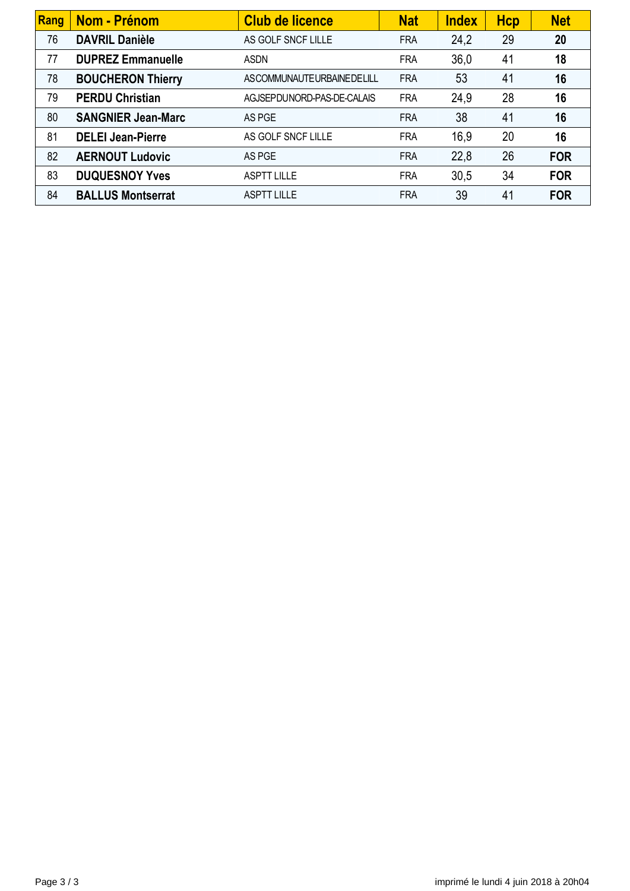| Rang | Nom - Prénom | Club de licence | Nat | Index | Hcp | Net |
|---|---|---|---|---|---|---|
| 76 | **DAVRIL Danièle** | AS GOLF SNCF LILLE | FRA | 24,2 | 29 | **20** |
| 77 | **DUPREZ Emmanuelle** | ASDN | FRA | 36,0 | 41 | **18** |
| 78 | **BOUCHERON Thierry** | ASCOMMUNAUTEURBAINEDELILL | FRA | 53 | 41 | **16** |
| 79 | **PERDU Christian** | AGJSEPDUNORD-PAS-DE-CALAIS | FRA | 24,9 | 28 | **16** |
| 80 | **SANGNIER Jean-Marc** | AS PGE | FRA | 38 | 41 | **16** |
| 81 | **DELEI Jean-Pierre** | AS GOLF SNCF LILLE | FRA | 16,9 | 20 | **16** |
| 82 | **AERNOUT Ludovic** | AS PGE | FRA | 22,8 | 26 | **FOR** |
| 83 | **DUQUESNOY Yves** | ASPTT LILLE | FRA | 30,5 | 34 | **FOR** |
| 84 | **BALLUS Montserrat** | ASPTT LILLE | FRA | 39 | 41 | **FOR** |

imprimé le lundi 4 juin 2018 à 20h04